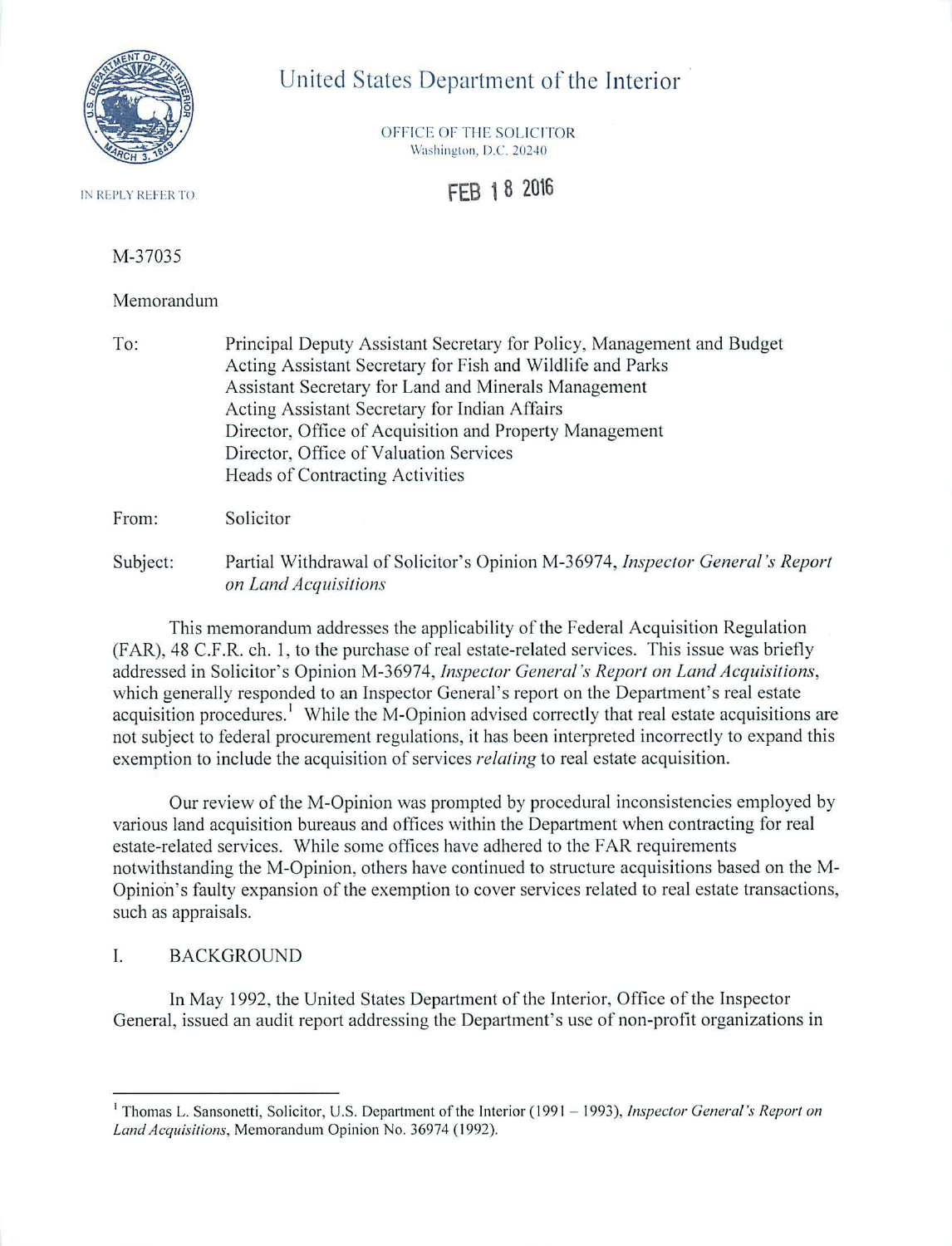# United States Department of the Interior

OFFICE OF THE SOLICITOR
Washington, D.C. 20240

IN REPLY REFER TO

FEB 18 2016

M-37035

Memorandum

To: Principal Deputy Assistant Secretary for Policy, Management and Budget
Acting Assistant Secretary for Fish and Wildlife and Parks
Assistant Secretary for Land and Minerals Management
Acting Assistant Secretary for Indian Affairs
Director, Office of Acquisition and Property Management
Director, Office of Valuation Services
Heads of Contracting Activities

From: Solicitor

Subject: Partial Withdrawal of Solicitor's Opinion M-36974, *Inspector General's Report on Land Acquisitions*

This memorandum addresses the applicability of the Federal Acquisition Regulation (FAR), 48 C.F.R. ch. 1, to the purchase of real estate-related services. This issue was briefly addressed in Solicitor's Opinion M-36974, *Inspector General's Report on Land Acquisitions*, which generally responded to an Inspector General's report on the Department's real estate acquisition procedures.[1] While the M-Opinion advised correctly that real estate acquisitions are not subject to federal procurement regulations, it has been interpreted incorrectly to expand this exemption to include the acquisition of services *relating* to real estate acquisition.

Our review of the M-Opinion was prompted by procedural inconsistencies employed by various land acquisition bureaus and offices within the Department when contracting for real estate-related services. While some offices have adhered to the FAR requirements notwithstanding the M-Opinion, others have continued to structure acquisitions based on the M-Opinion's faulty expansion of the exemption to cover services related to real estate transactions, such as appraisals.

## I. BACKGROUND

In May 1992, the United States Department of the Interior, Office of the Inspector General, issued an audit report addressing the Department's use of non-profit organizations in

[1] Thomas L. Sansonetti, Solicitor, U.S. Department of the Interior (1991 – 1993), *Inspector General's Report on Land Acquisitions*, Memorandum Opinion No. 36974 (1992).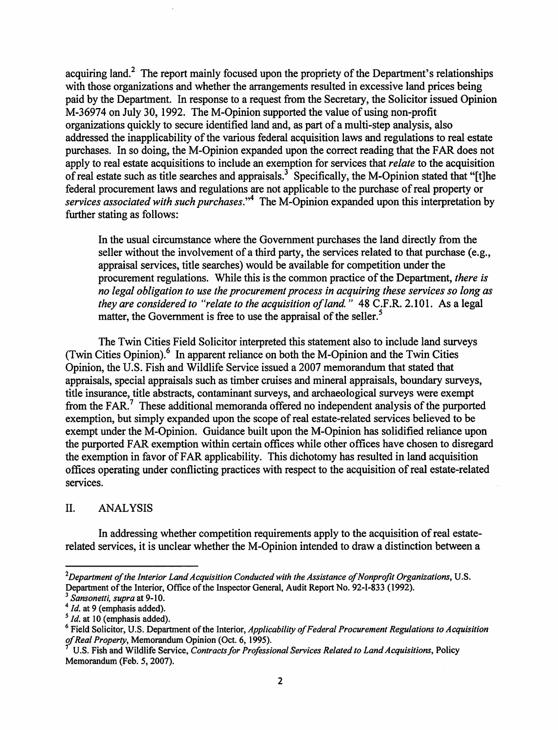acquiring land.[2] The report mainly focused upon the propriety of the Department's relationships with those organizations and whether the arrangements resulted in excessive land prices being paid by the Department. In response to a request from the Secretary, the Solicitor issued Opinion M-36974 on July 30, 1992. The M-Opinion supported the value of using non-profit organizations quickly to secure identified land and, as part of a multi-step analysis, also addressed the inapplicability of the various federal acquisition laws and regulations to real estate purchases. In so doing, the M-Opinion expanded upon the correct reading that the FAR does not apply to real estate acquisitions to include an exemption for services that *relate* to the acquisition of real estate such as title searches and appraisals.[3] Specifically, the M-Opinion stated that "[t]he federal procurement laws and regulations are not applicable to the purchase of real property or *services associated with such purchases*."[4] The M-Opinion expanded upon this interpretation by further stating as follows:

> In the usual circumstance where the Government purchases the land directly from the seller without the involvement of a third party, the services related to that purchase (e.g., appraisal services, title searches) would be available for competition under the procurement regulations. While this is the common practice of the Department, *there is no legal obligation to use the procurement process in acquiring these services so long as they are considered to "relate to the acquisition of land."* 48 C.F.R. 2.101. As a legal matter, the Government is free to use the appraisal of the seller.[5]

The Twin Cities Field Solicitor interpreted this statement also to include land surveys (Twin Cities Opinion).[6] In apparent reliance on both the M-Opinion and the Twin Cities Opinion, the U.S. Fish and Wildlife Service issued a 2007 memorandum that stated that appraisals, special appraisals such as timber cruises and mineral appraisals, boundary surveys, title insurance, title abstracts, contaminant surveys, and archaeological surveys were exempt from the FAR.[7] These additional memoranda offered no independent analysis of the purported exemption, but simply expanded upon the scope of real estate-related services believed to be exempt under the M-Opinion. Guidance built upon the M-Opinion has solidified reliance upon the purported FAR exemption within certain offices while other offices have chosen to disregard the exemption in favor of FAR applicability. This dichotomy has resulted in land acquisition offices operating under conflicting practices with respect to the acquisition of real estate-related services.

## II. ANALYSIS

In addressing whether competition requirements apply to the acquisition of real estate-related services, it is unclear whether the M-Opinion intended to draw a distinction between a

---

[2] *Department of the Interior Land Acquisition Conducted with the Assistance of Nonprofit Organizations*, U.S. Department of the Interior, Office of the Inspector General, Audit Report No. 92-I-833 (1992).

[3] *Sansonetti, supra* at 9-10.

[4] *Id.* at 9 (emphasis added).

[5] *Id.* at 10 (emphasis added).

[6] Field Solicitor, U.S. Department of the Interior, *Applicability of Federal Procurement Regulations to Acquisition of Real Property*, Memorandum Opinion (Oct. 6, 1995).

[7] U.S. Fish and Wildlife Service, *Contracts for Professional Services Related to Land Acquisitions*, Policy Memorandum (Feb. 5, 2007).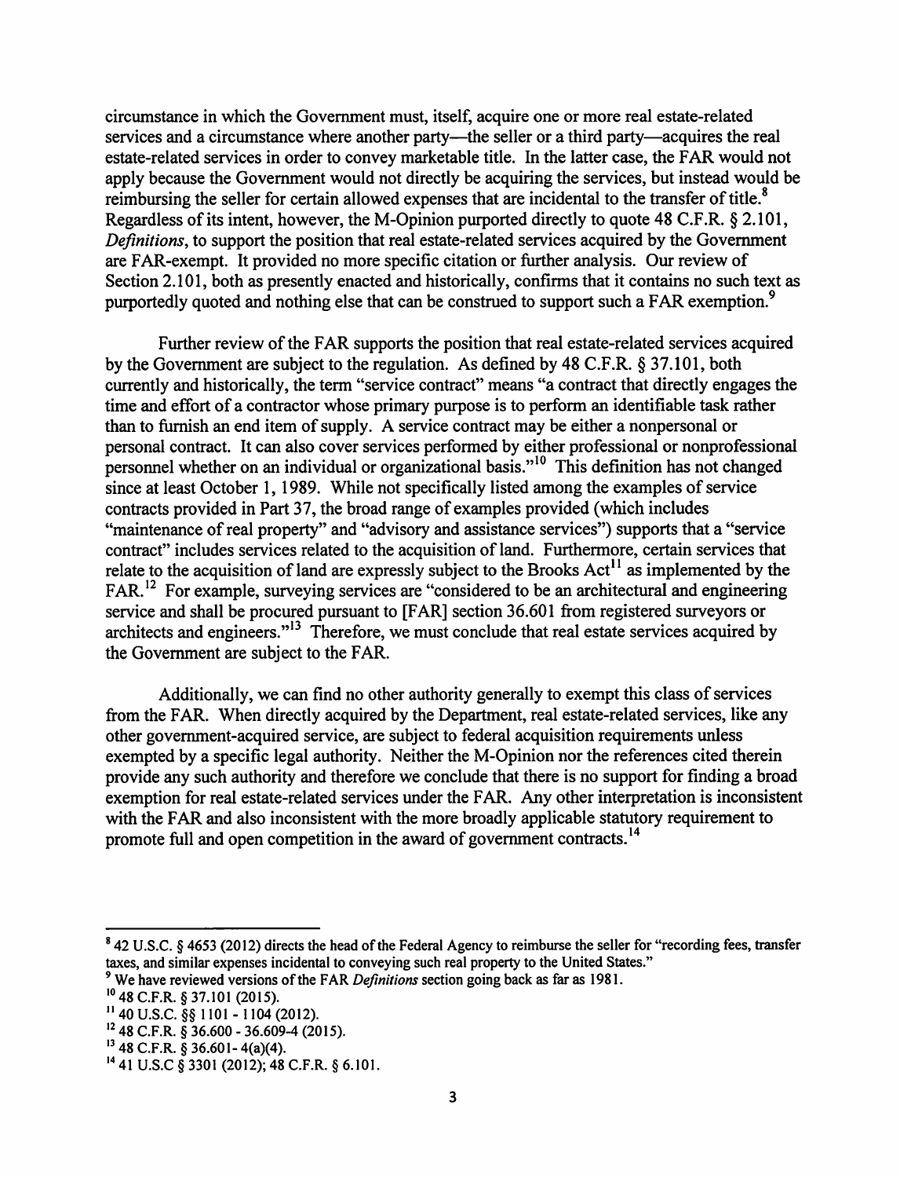circumstance in which the Government must, itself, acquire one or more real estate-related services and a circumstance where another party—the seller or a third party—acquires the real estate-related services in order to convey marketable title. In the latter case, the FAR would not apply because the Government would not directly be acquiring the services, but instead would be reimbursing the seller for certain allowed expenses that are incidental to the transfer of title.[8] Regardless of its intent, however, the M-Opinion purported directly to quote 48 C.F.R. § 2.101, *Definitions*, to support the position that real estate-related services acquired by the Government are FAR-exempt. It provided no more specific citation or further analysis. Our review of Section 2.101, both as presently enacted and historically, confirms that it contains no such text as purportedly quoted and nothing else that can be construed to support such a FAR exemption.[9]

Further review of the FAR supports the position that real estate-related services acquired by the Government are subject to the regulation. As defined by 48 C.F.R. § 37.101, both currently and historically, the term "service contract" means "a contract that directly engages the time and effort of a contractor whose primary purpose is to perform an identifiable task rather than to furnish an end item of supply. A service contract may be either a nonpersonal or personal contract. It can also cover services performed by either professional or nonprofessional personnel whether on an individual or organizational basis."[10] This definition has not changed since at least October 1, 1989. While not specifically listed among the examples of service contracts provided in Part 37, the broad range of examples provided (which includes "maintenance of real property" and "advisory and assistance services") supports that a "service contract" includes services related to the acquisition of land. Furthermore, certain services that relate to the acquisition of land are expressly subject to the Brooks Act[11] as implemented by the FAR.[12] For example, surveying services are "considered to be an architectural and engineering service and shall be procured pursuant to [FAR] section 36.601 from registered surveyors or architects and engineers."[13] Therefore, we must conclude that real estate services acquired by the Government are subject to the FAR.

Additionally, we can find no other authority generally to exempt this class of services from the FAR. When directly acquired by the Department, real estate-related services, like any other government-acquired service, are subject to federal acquisition requirements unless exempted by a specific legal authority. Neither the M-Opinion nor the references cited therein provide any such authority and therefore we conclude that there is no support for finding a broad exemption for real estate-related services under the FAR. Any other interpretation is inconsistent with the FAR and also inconsistent with the more broadly applicable statutory requirement to promote full and open competition in the award of government contracts.[14]

---

[8] 42 U.S.C. § 4653 (2012) directs the head of the Federal Agency to reimburse the seller for "recording fees, transfer taxes, and similar expenses incidental to conveying such real property to the United States."

[9] We have reviewed versions of the FAR *Definitions* section going back as far as 1981.

[10] 48 C.F.R. § 37.101 (2015).

[11] 40 U.S.C. §§ 1101 - 1104 (2012).

[12] 48 C.F.R. § 36.600 - 36.609-4 (2015).

[13] 48 C.F.R. § 36.601- 4(a)(4).

[14] 41 U.S.C § 3301 (2012); 48 C.F.R. § 6.101.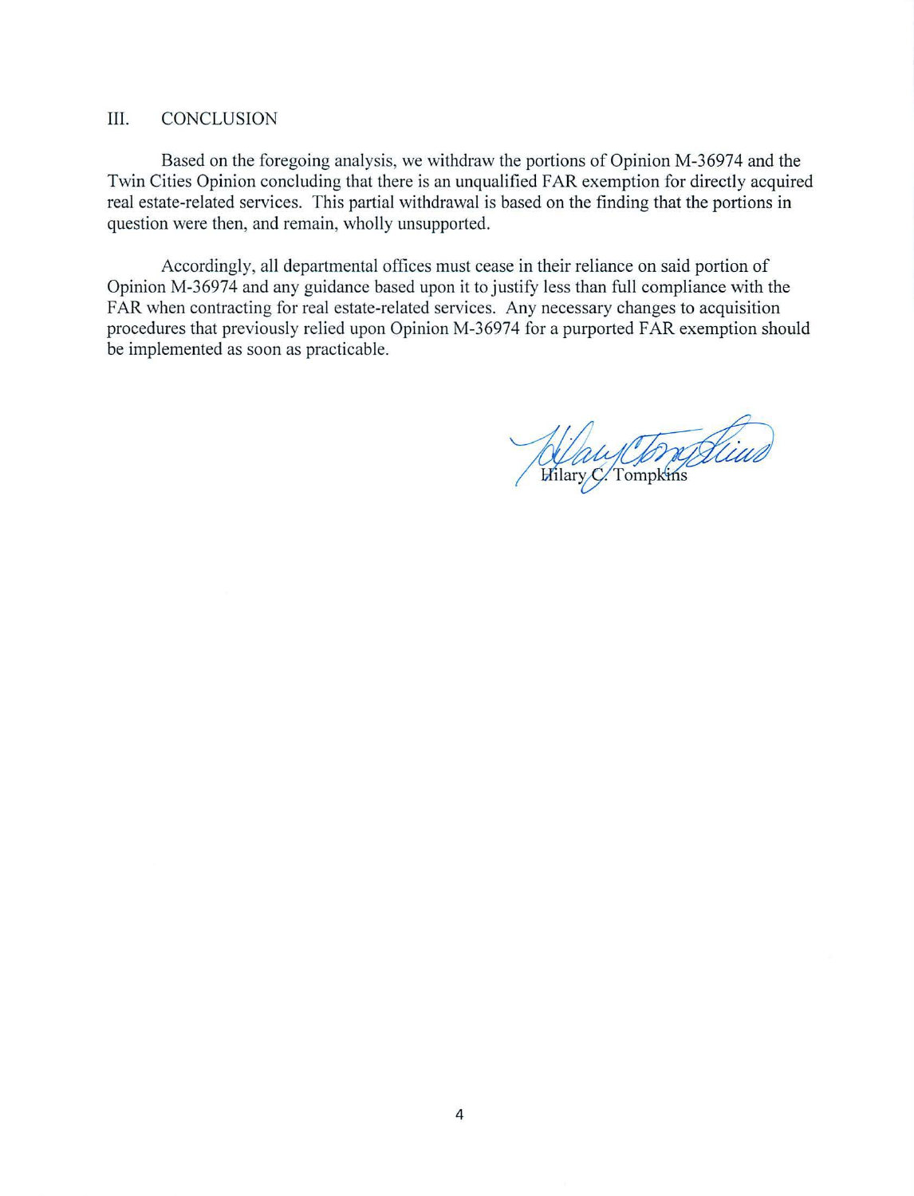## III. CONCLUSION

Based on the foregoing analysis, we withdraw the portions of Opinion M-36974 and the Twin Cities Opinion concluding that there is an unqualified FAR exemption for directly acquired real estate-related services. This partial withdrawal is based on the finding that the portions in question were then, and remain, wholly unsupported.

Accordingly, all departmental offices must cease in their reliance on said portion of Opinion M-36974 and any guidance based upon it to justify less than full compliance with the FAR when contracting for real estate-related services. Any necessary changes to acquisition procedures that previously relied upon Opinion M-36974 for a purported FAR exemption should be implemented as soon as practicable.

Hilary C. Tompkins